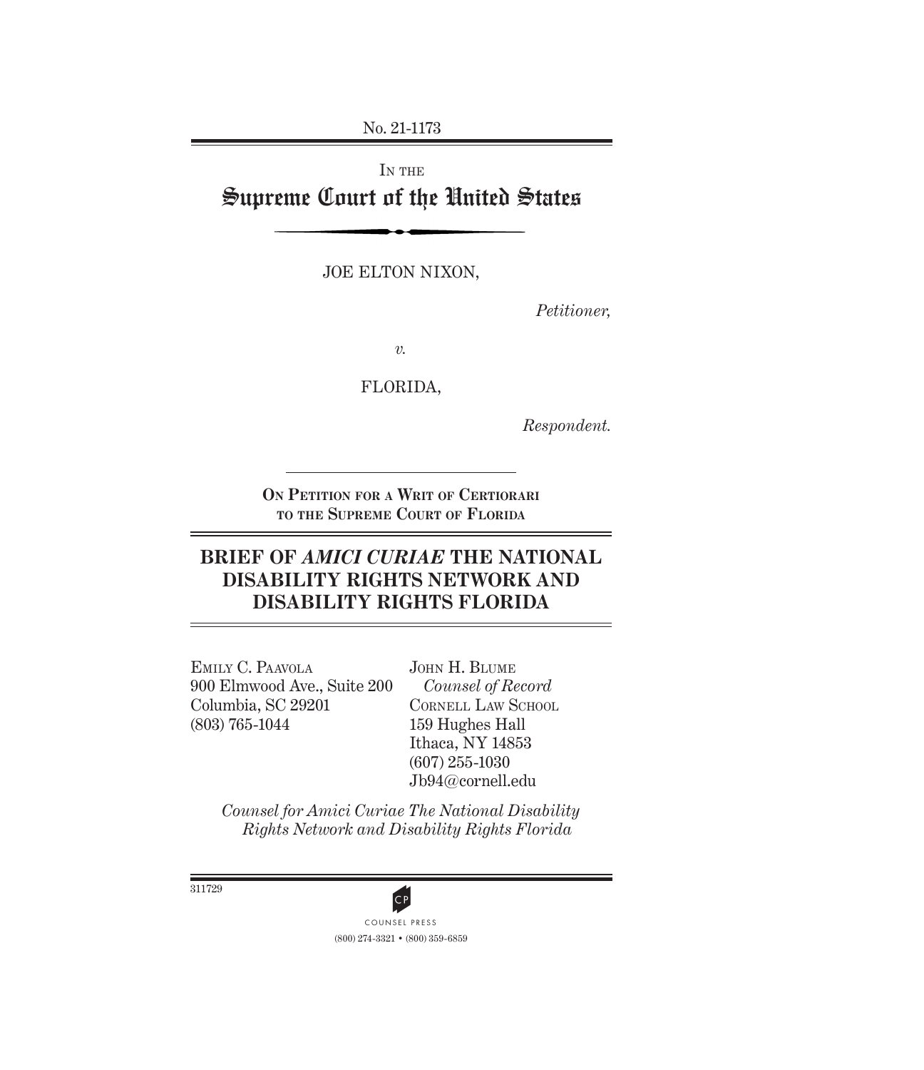No. 21-1173

IN THE

# Supreme Court of the United States

JOE ELTON NIXON,

*Petitioner,*

*v.*

FLORIDA,

*Respondent.*

**ON PETITION FOR A WRIT OF CERTIORARI TO THE SUPREME COURT OF FLORIDA**

## BRIEF OF *AMICI CURIAE* THE NATIONAL DISABILITY RIGHTS NETWORK AND DISABILITY RIGHTS FLORIDA

EMILY C. PAAVOLA
900 Elmwood Ave., Suite 200
Columbia, SC 29201
(803) 765-1044

JOHN H. BLUME
*Counsel of Record*
CORNELL LAW SCHOOL
159 Hughes Hall
Ithaca, NY 14853
(607) 255-1030
Jb94@cornell.edu

*Counsel for Amici Curiae The National Disability Rights Network and Disability Rights Florida*

311729

COUNSEL PRESS
(800) 274-3321 • (800) 359-6859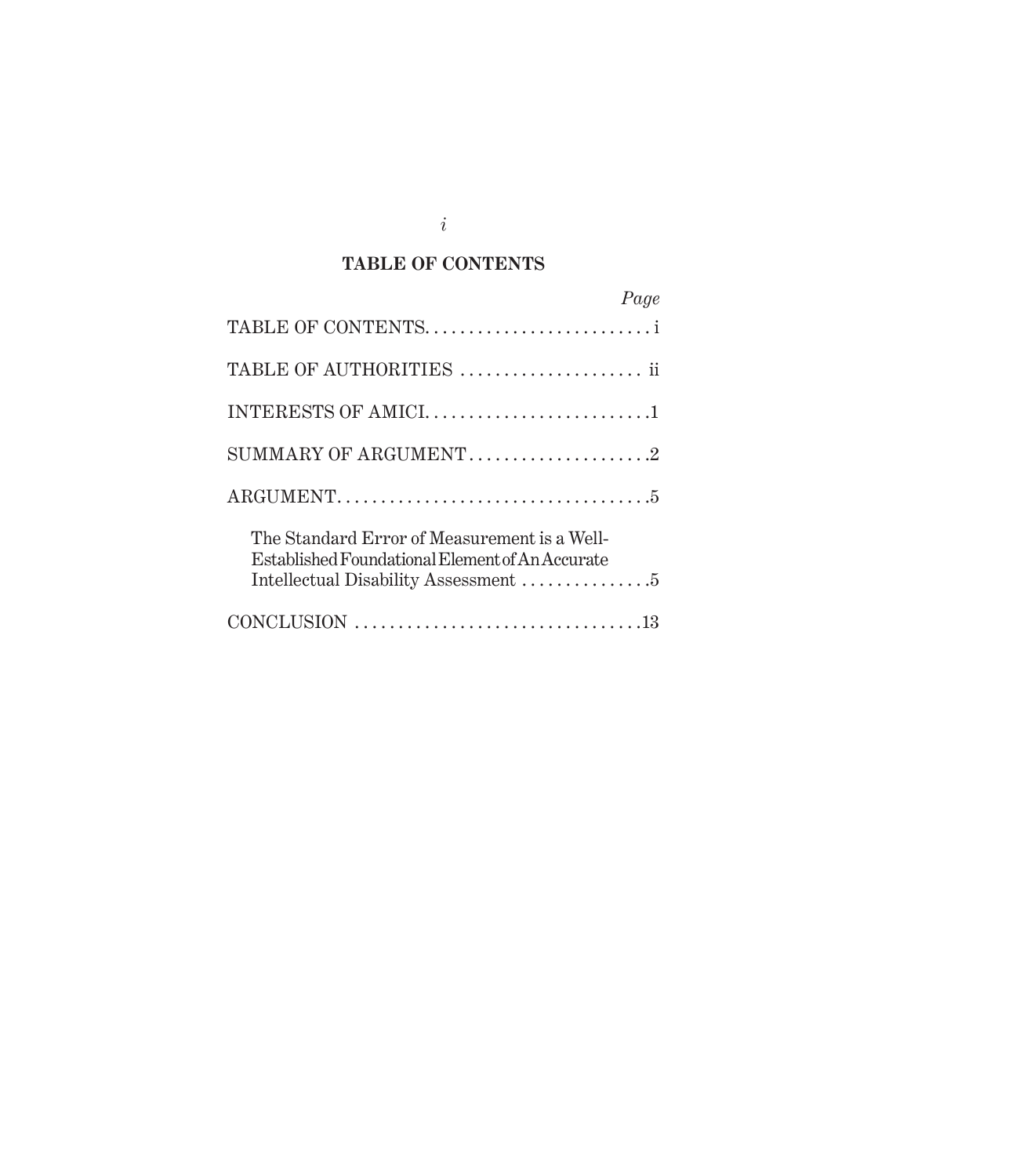## TABLE OF CONTENTS

| | *Page* |
|---|---|
| TABLE OF CONTENTS | i |
| TABLE OF AUTHORITIES | ii |
| INTERESTS OF AMICI | 1 |
| SUMMARY OF ARGUMENT | 2 |
| ARGUMENT | 5 |
| The Standard Error of Measurement is a Well-Established Foundational Element of An Accurate Intellectual Disability Assessment | 5 |
| CONCLUSION | 13 |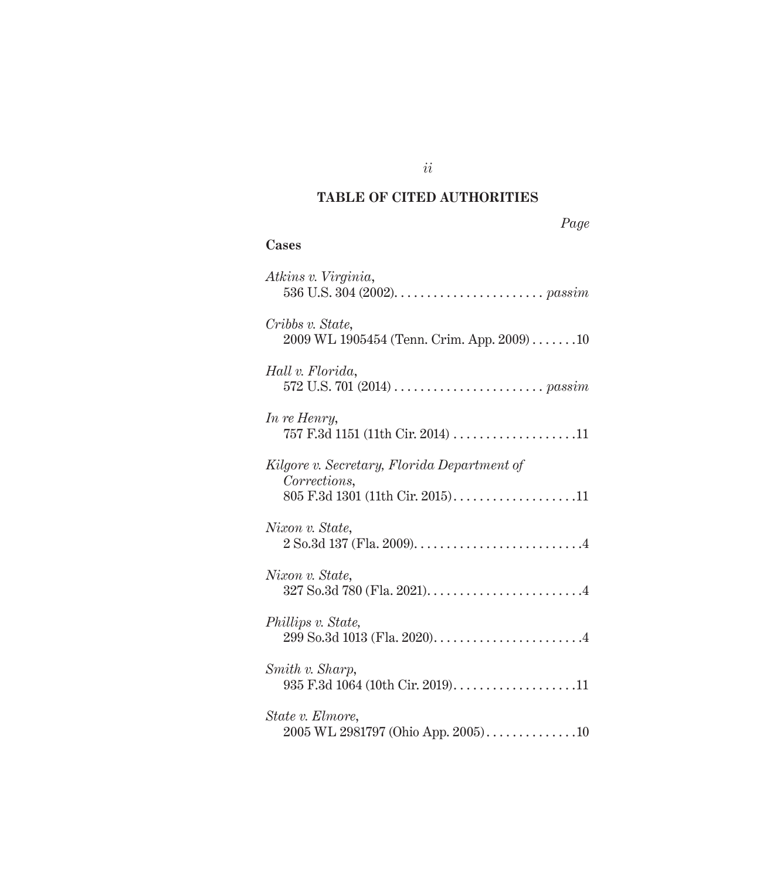## TABLE OF CITED AUTHORITIES

*Page*

**Cases**

*Atkins v. Virginia*,
536 U.S. 304 (2002) . . . . . . . . . . . . . . . . . . . . . . . *passim*

*Cribbs v. State*,
2009 WL 1905454 (Tenn. Crim. App. 2009) . . . . . . .10

*Hall v. Florida*,
572 U.S. 701 (2014) . . . . . . . . . . . . . . . . . . . . . . . *passim*

*In re Henry*,
757 F.3d 1151 (11th Cir. 2014) . . . . . . . . . . . . . . . . . . .11

*Kilgore v. Secretary, Florida Department of Corrections*,
805 F.3d 1301 (11th Cir. 2015) . . . . . . . . . . . . . . . . . . .11

*Nixon v. State*,
2 So.3d 137 (Fla. 2009) . . . . . . . . . . . . . . . . . . . . . . . . . .4

*Nixon v. State*,
327 So.3d 780 (Fla. 2021) . . . . . . . . . . . . . . . . . . . . . . . .4

*Phillips v. State*,
299 So.3d 1013 (Fla. 2020) . . . . . . . . . . . . . . . . . . . . . . .4

*Smith v. Sharp*,
935 F.3d 1064 (10th Cir. 2019) . . . . . . . . . . . . . . . . . . .11

*State v. Elmore*,
2005 WL 2981797 (Ohio App. 2005) . . . . . . . . . . . . . .10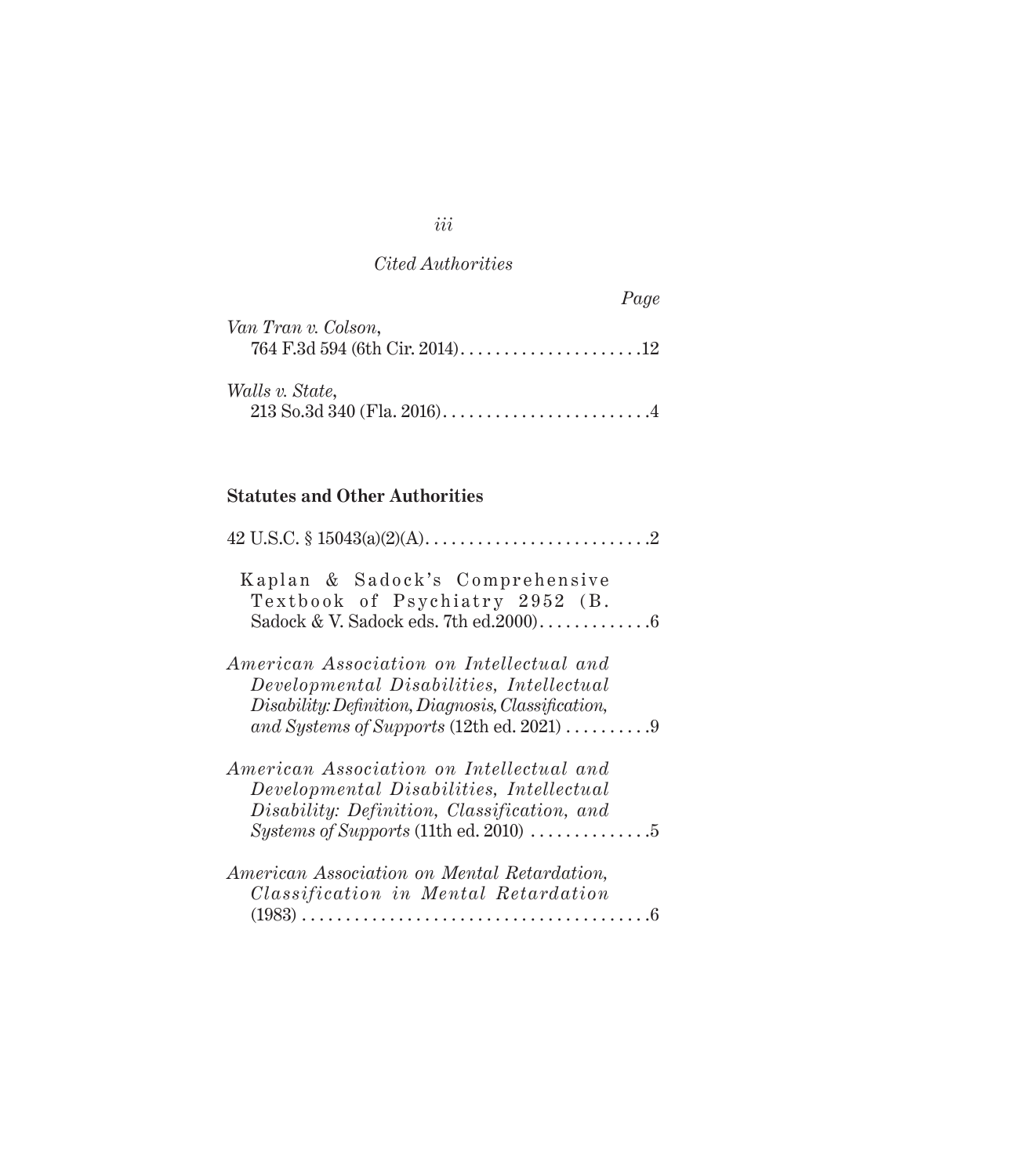*Cited Authorities*

*Page*

*Van Tran v. Colson*,
764 F.3d 594 (6th Cir. 2014) . . . . . . . . . . . . . . . . . . . . .12

*Walls v. State*,
213 So.3d 340 (Fla. 2016) . . . . . . . . . . . . . . . . . . . . . . . . .4

**Statutes and Other Authorities**

42 U.S.C. § 15043(a)(2)(A) . . . . . . . . . . . . . . . . . . . . . . . . . .2

Kaplan & Sadock's Comprehensive Textbook of Psychiatry 2952 (B. Sadock & V. Sadock eds. 7th ed.2000) . . . . . . . . . . . . .6

*American Association on Intellectual and Developmental Disabilities, Intellectual Disability: Definition, Diagnosis, Classification, and Systems of Supports* (12th ed. 2021) . . . . . . . . . .9

*American Association on Intellectual and Developmental Disabilities, Intellectual Disability: Definition, Classification, and Systems of Supports* (11th ed. 2010) . . . . . . . . . . . . . .5

*American Association on Mental Retardation, Classification in Mental Retardation* (1983) . . . . . . . . . . . . . . . . . . . . . . . . . . . . . . . . . . . . . . .6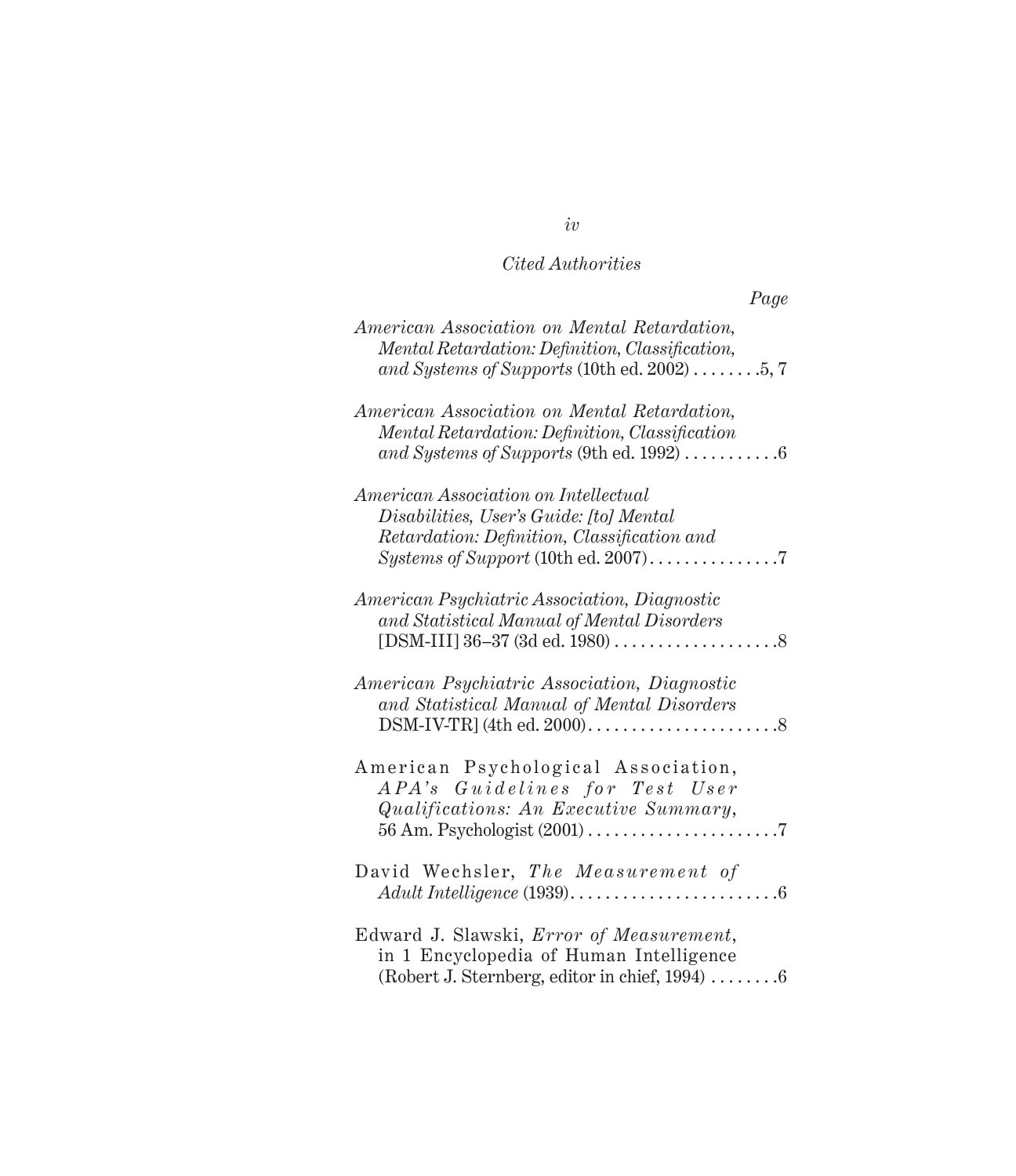*Cited Authorities*

*Page*

*American Association on Mental Retardation, Mental Retardation: Definition, Classification, and Systems of Supports* (10th ed. 2002) . . . . . . . .5, 7

*American Association on Mental Retardation, Mental Retardation: Definition, Classification and Systems of Supports* (9th ed. 1992) . . . . . . . . . . .6

*American Association on Intellectual Disabilities, User's Guide: [to] Mental Retardation: Definition, Classification and Systems of Support* (10th ed. 2007) . . . . . . . . . . . . . . .7

*American Psychiatric Association, Diagnostic and Statistical Manual of Mental Disorders* [DSM-III] 36–37 (3d ed. 1980) . . . . . . . . . . . . . . . . . . .8

*American Psychiatric Association, Diagnostic and Statistical Manual of Mental Disorders* DSM-IV-TR] (4th ed. 2000) . . . . . . . . . . . . . . . . . . . . . .8

American Psychological Association, *APA's Guidelines for Test User Qualifications: An Executive Summary*, 56 Am. Psychologist (2001) . . . . . . . . . . . . . . . . . . . . . .7

David Wechsler, *The Measurement of Adult Intelligence* (1939) . . . . . . . . . . . . . . . . . . . . . . . .6

Edward J. Slawski, *Error of Measurement*, in 1 Encyclopedia of Human Intelligence (Robert J. Sternberg, editor in chief, 1994) . . . . . . . .6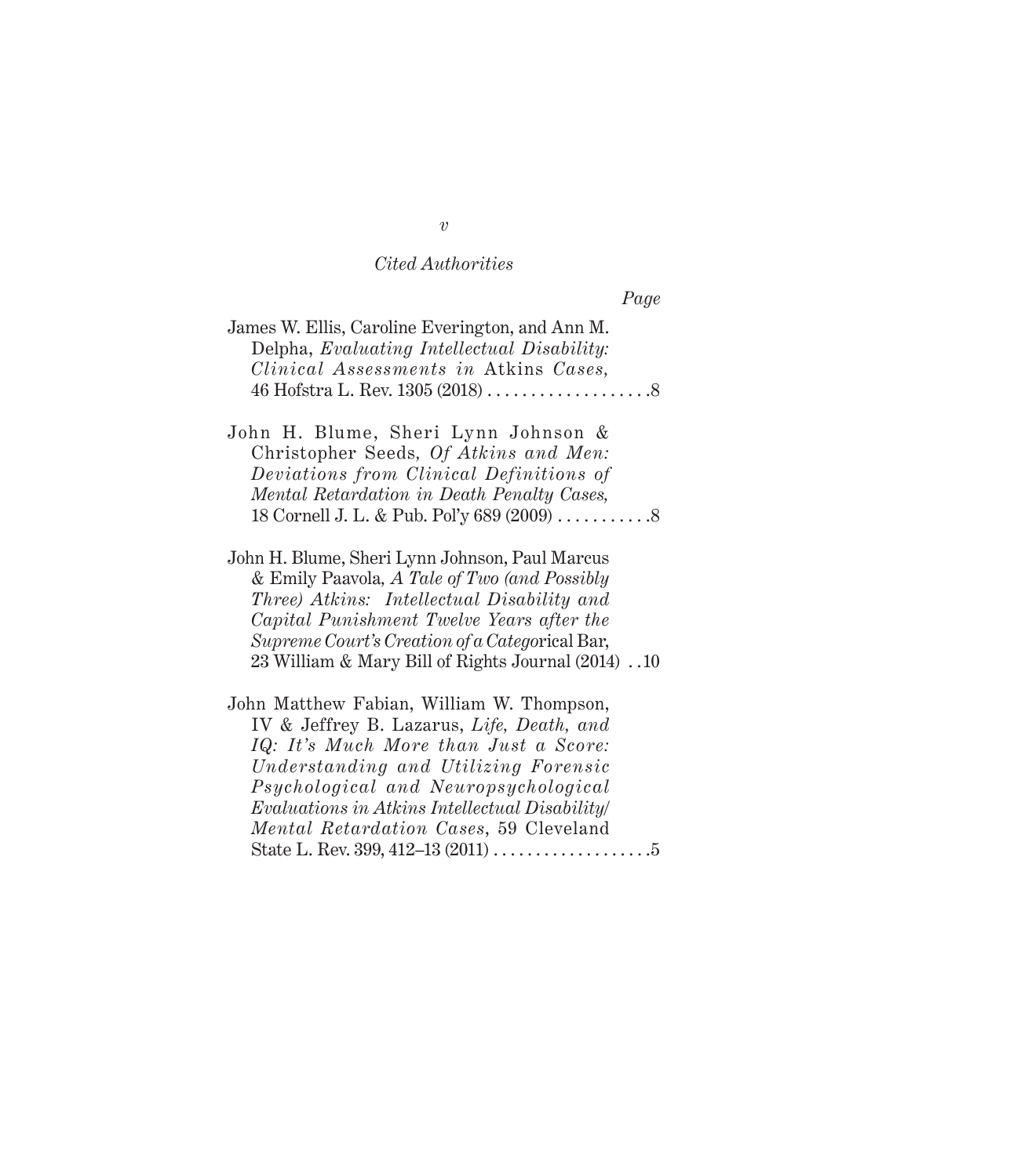*Cited Authorities*

*Page*

James W. Ellis, Caroline Everington, and Ann M. Delpha, *Evaluating Intellectual Disability: Clinical Assessments in* Atkins *Cases*, 46 Hofstra L. Rev. 1305 (2018) . . . . . . . . . . . . . . . . . . .8

John H. Blume, Sheri Lynn Johnson & Christopher Seeds, *Of Atkins and Men: Deviations from Clinical Definitions of Mental Retardation in Death Penalty Cases*, 18 Cornell J. L. & Pub. Pol'y 689 (2009) . . . . . . . . . . .8

John H. Blume, Sheri Lynn Johnson, Paul Marcus & Emily Paavola, *A Tale of Two (and Possibly Three) Atkins: Intellectual Disability and Capital Punishment Twelve Years after the Supreme Court's Creation of a Categ*orical Bar, 23 William & Mary Bill of Rights Journal (2014) . .10

John Matthew Fabian, William W. Thompson, IV & Jeffrey B. Lazarus, *Life, Death, and IQ: It's Much More than Just a Score: Understanding and Utilizing Forensic Psychological and Neuropsychological Evaluations in Atkins Intellectual Disability/Mental Retardation Cases*, 59 Cleveland State L. Rev. 399, 412–13 (2011) . . . . . . . . . . . . . . . . . . .5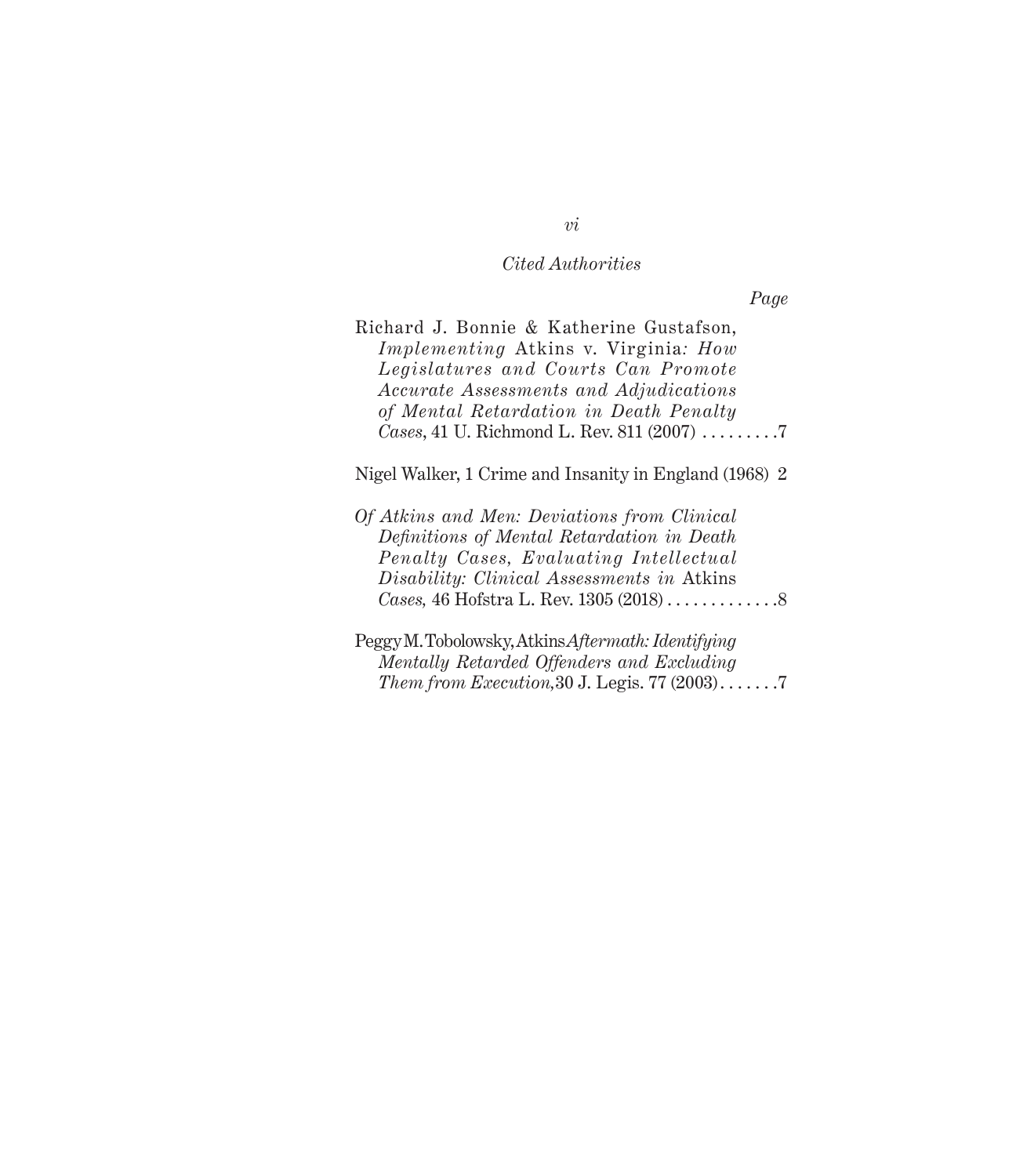*Cited Authorities*

*Page*

Richard J. Bonnie & Katherine Gustafson, *Implementing* Atkins v. Virginia*: How Legislatures and Courts Can Promote Accurate Assessments and Adjudications of Mental Retardation in Death Penalty Cases*, 41 U. Richmond L. Rev. 811 (2007) . . . . . . . . .7

Nigel Walker, 1 Crime and Insanity in England (1968) 2

*Of Atkins and Men: Deviations from Clinical Definitions of Mental Retardation in Death Penalty Cases, Evaluating Intellectual Disability: Clinical Assessments in* Atkins *Cases,* 46 Hofstra L. Rev. 1305 (2018) . . . . . . . . . . . . .8

Peggy M. Tobolowsky, Atkins *Aftermath: Identifying Mentally Retarded Offenders and Excluding Them from Execution,* 30 J. Legis. 77 (2003) . . . . . . .7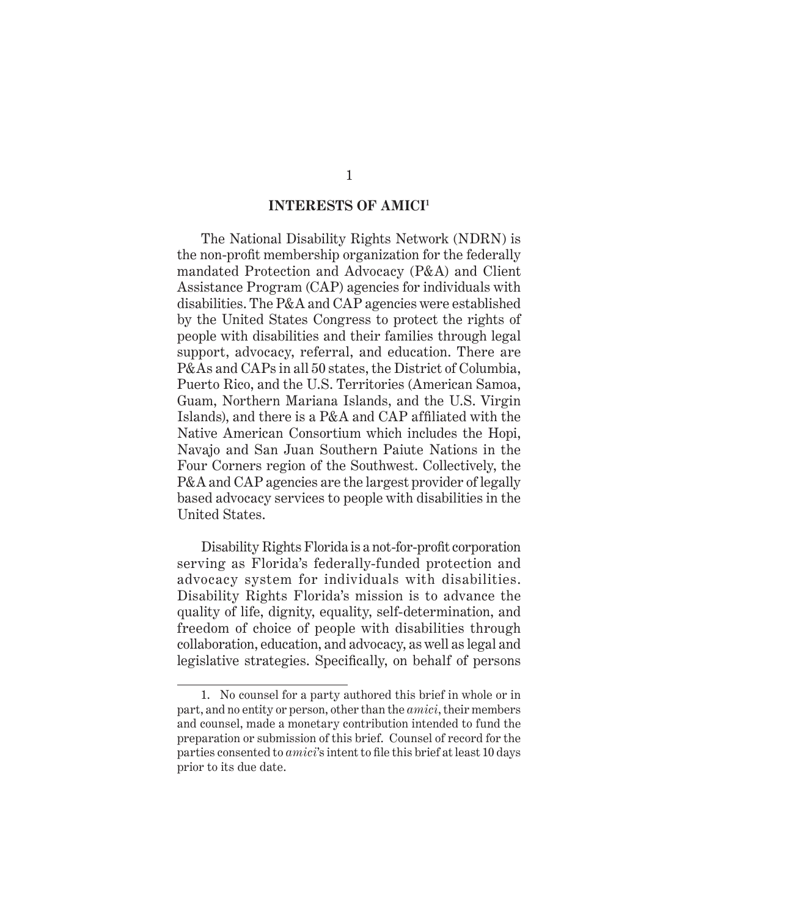## INTERESTS OF AMICI[1]

The National Disability Rights Network (NDRN) is the non-profit membership organization for the federally mandated Protection and Advocacy (P&A) and Client Assistance Program (CAP) agencies for individuals with disabilities. The P&A and CAP agencies were established by the United States Congress to protect the rights of people with disabilities and their families through legal support, advocacy, referral, and education. There are P&As and CAPs in all 50 states, the District of Columbia, Puerto Rico, and the U.S. Territories (American Samoa, Guam, Northern Mariana Islands, and the U.S. Virgin Islands), and there is a P&A and CAP affiliated with the Native American Consortium which includes the Hopi, Navajo and San Juan Southern Paiute Nations in the Four Corners region of the Southwest. Collectively, the P&A and CAP agencies are the largest provider of legally based advocacy services to people with disabilities in the United States.

Disability Rights Florida is a not-for-profit corporation serving as Florida's federally-funded protection and advocacy system for individuals with disabilities. Disability Rights Florida's mission is to advance the quality of life, dignity, equality, self-determination, and freedom of choice of people with disabilities through collaboration, education, and advocacy, as well as legal and legislative strategies. Specifically, on behalf of persons

---

1. No counsel for a party authored this brief in whole or in part, and no entity or person, other than the *amici*, their members and counsel, made a monetary contribution intended to fund the preparation or submission of this brief. Counsel of record for the parties consented to *amici*'s intent to file this brief at least 10 days prior to its due date.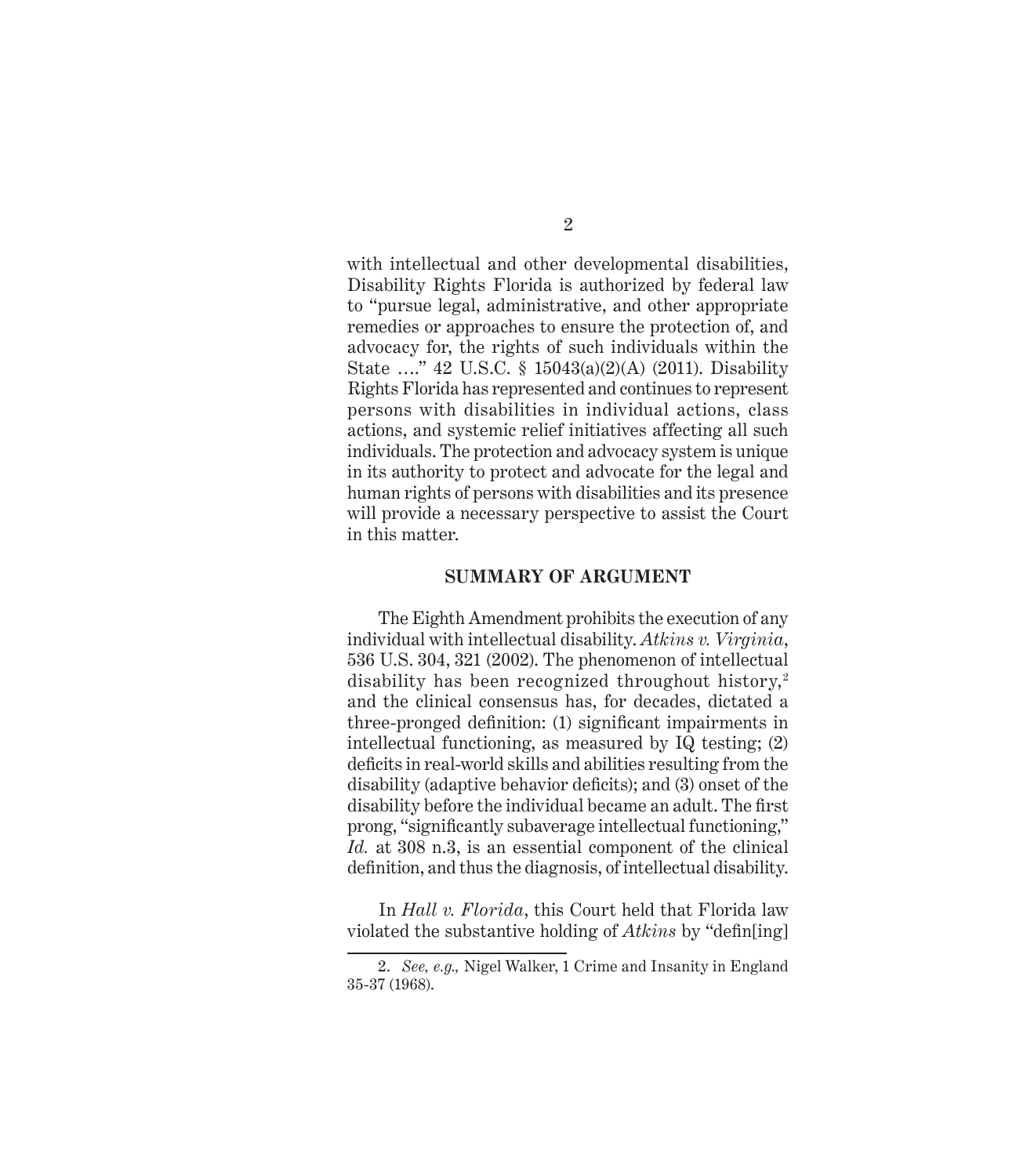with intellectual and other developmental disabilities, Disability Rights Florida is authorized by federal law to "pursue legal, administrative, and other appropriate remedies or approaches to ensure the protection of, and advocacy for, the rights of such individuals within the State …." 42 U.S.C. § 15043(a)(2)(A) (2011). Disability Rights Florida has represented and continues to represent persons with disabilities in individual actions, class actions, and systemic relief initiatives affecting all such individuals. The protection and advocacy system is unique in its authority to protect and advocate for the legal and human rights of persons with disabilities and its presence will provide a necessary perspective to assist the Court in this matter.

## SUMMARY OF ARGUMENT

The Eighth Amendment prohibits the execution of any individual with intellectual disability. *Atkins v. Virginia*, 536 U.S. 304, 321 (2002). The phenomenon of intellectual disability has been recognized throughout history,[2] and the clinical consensus has, for decades, dictated a three-pronged definition: (1) significant impairments in intellectual functioning, as measured by IQ testing; (2) deficits in real-world skills and abilities resulting from the disability (adaptive behavior deficits); and (3) onset of the disability before the individual became an adult. The first prong, "significantly subaverage intellectual functioning," *Id.* at 308 n.3, is an essential component of the clinical definition, and thus the diagnosis, of intellectual disability.

In *Hall v. Florida*, this Court held that Florida law violated the substantive holding of *Atkins* by "defin[ing]

2. *See, e.g.,* Nigel Walker, 1 Crime and Insanity in England 35-37 (1968).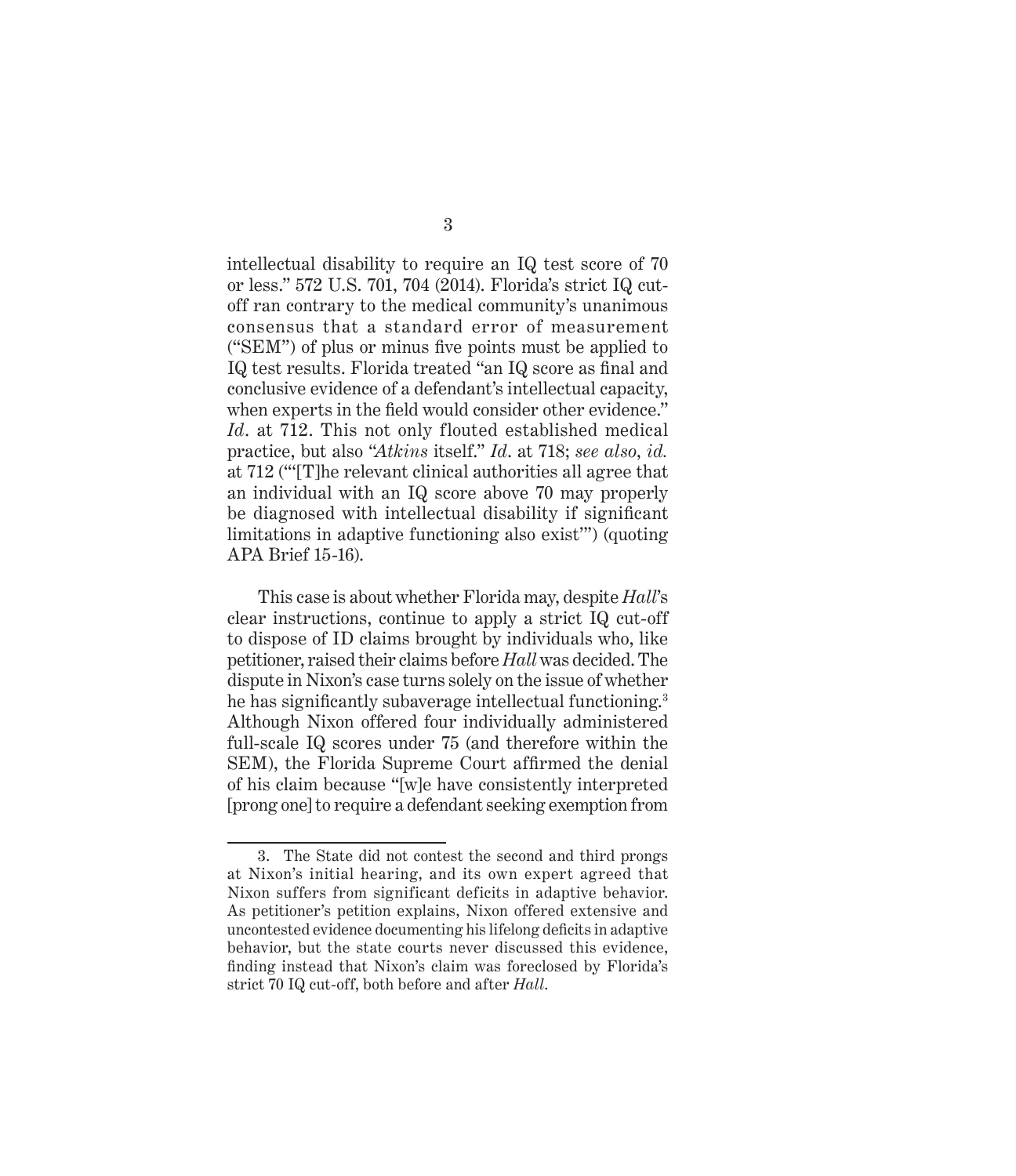intellectual disability to require an IQ test score of 70 or less." 572 U.S. 701, 704 (2014). Florida's strict IQ cut-off ran contrary to the medical community's unanimous consensus that a standard error of measurement ("SEM") of plus or minus five points must be applied to IQ test results. Florida treated "an IQ score as final and conclusive evidence of a defendant's intellectual capacity, when experts in the field would consider other evidence." *Id*. at 712. This not only flouted established medical practice, but also "*Atkins* itself." *Id*. at 718; *see also*, *id.* at 712 ("'[T]he relevant clinical authorities all agree that an individual with an IQ score above 70 may properly be diagnosed with intellectual disability if significant limitations in adaptive functioning also exist'") (quoting APA Brief 15-16).

This case is about whether Florida may, despite *Hall*'s clear instructions, continue to apply a strict IQ cut-off to dispose of ID claims brought by individuals who, like petitioner, raised their claims before *Hall* was decided. The dispute in Nixon's case turns solely on the issue of whether he has significantly subaverage intellectual functioning.[3] Although Nixon offered four individually administered full-scale IQ scores under 75 (and therefore within the SEM), the Florida Supreme Court affirmed the denial of his claim because "[w]e have consistently interpreted [prong one] to require a defendant seeking exemption from

3. The State did not contest the second and third prongs at Nixon's initial hearing, and its own expert agreed that Nixon suffers from significant deficits in adaptive behavior. As petitioner's petition explains, Nixon offered extensive and uncontested evidence documenting his lifelong deficits in adaptive behavior, but the state courts never discussed this evidence, finding instead that Nixon's claim was foreclosed by Florida's strict 70 IQ cut-off, both before and after *Hall*.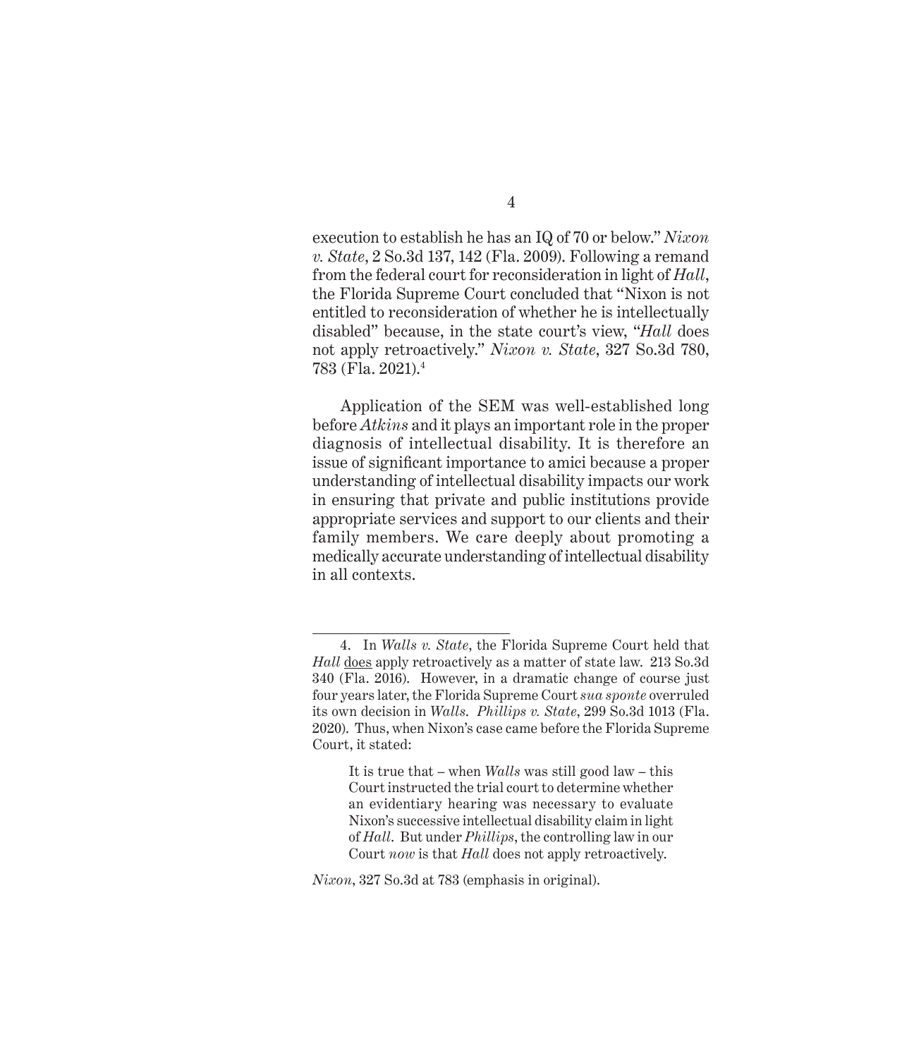execution to establish he has an IQ of 70 or below." *Nixon v. State*, 2 So.3d 137, 142 (Fla. 2009). Following a remand from the federal court for reconsideration in light of *Hall*, the Florida Supreme Court concluded that "Nixon is not entitled to reconsideration of whether he is intellectually disabled" because, in the state court's view, "*Hall* does not apply retroactively." *Nixon v. State*, 327 So.3d 780, 783 (Fla. 2021).[4]

Application of the SEM was well-established long before *Atkins* and it plays an important role in the proper diagnosis of intellectual disability. It is therefore an issue of significant importance to amici because a proper understanding of intellectual disability impacts our work in ensuring that private and public institutions provide appropriate services and support to our clients and their family members. We care deeply about promoting a medically accurate understanding of intellectual disability in all contexts.

---

4. In *Walls v. State*, the Florida Supreme Court held that *Hall* <u>does</u> apply retroactively as a matter of state law. 213 So.3d 340 (Fla. 2016). However, in a dramatic change of course just four years later, the Florida Supreme Court *sua sponte* overruled its own decision in *Walls*. *Phillips v. State*, 299 So.3d 1013 (Fla. 2020). Thus, when Nixon's case came before the Florida Supreme Court, it stated:

> It is true that – when *Walls* was still good law – this Court instructed the trial court to determine whether an evidentiary hearing was necessary to evaluate Nixon's successive intellectual disability claim in light of *Hall*. But under *Phillips*, the controlling law in our Court *now* is that *Hall* does not apply retroactively.

*Nixon*, 327 So.3d at 783 (emphasis in original).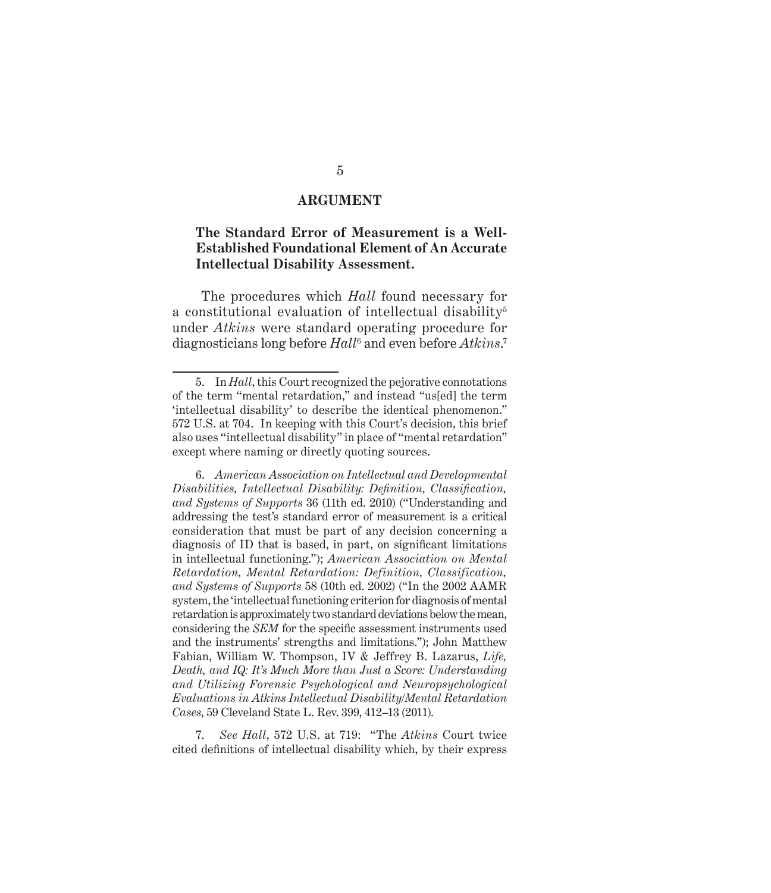## ARGUMENT

### The Standard Error of Measurement is a Well-Established Foundational Element of An Accurate Intellectual Disability Assessment.

The procedures which *Hall* found necessary for a constitutional evaluation of intellectual disability[5] under *Atkins* were standard operating procedure for diagnosticians long before *Hall*[6] and even before *Atkins*.[7]

---

5. In *Hall*, this Court recognized the pejorative connotations of the term "mental retardation," and instead "us[ed] the term 'intellectual disability' to describe the identical phenomenon." 572 U.S. at 704. In keeping with this Court's decision, this brief also uses "intellectual disability" in place of "mental retardation" except where naming or directly quoting sources.

6. *American Association on Intellectual and Developmental Disabilities, Intellectual Disability: Definition, Classification, and Systems of Supports* 36 (11th ed. 2010) ("Understanding and addressing the test's standard error of measurement is a critical consideration that must be part of any decision concerning a diagnosis of ID that is based, in part, on significant limitations in intellectual functioning."); *American Association on Mental Retardation, Mental Retardation: Definition, Classification, and Systems of Supports* 58 (10th ed. 2002) ("In the 2002 AAMR system, the 'intellectual functioning criterion for diagnosis of mental retardation is approximately two standard deviations below the mean, considering the *SEM* for the specific assessment instruments used and the instruments' strengths and limitations."); John Matthew Fabian, William W. Thompson, IV & Jeffrey B. Lazarus, *Life, Death, and IQ: It's Much More than Just a Score: Understanding and Utilizing Forensic Psychological and Neuropsychological Evaluations in Atkins Intellectual Disability/Mental Retardation Cases*, 59 Cleveland State L. Rev. 399, 412–13 (2011).

7. *See Hall*, 572 U.S. at 719: "The *Atkins* Court twice cited definitions of intellectual disability which, by their express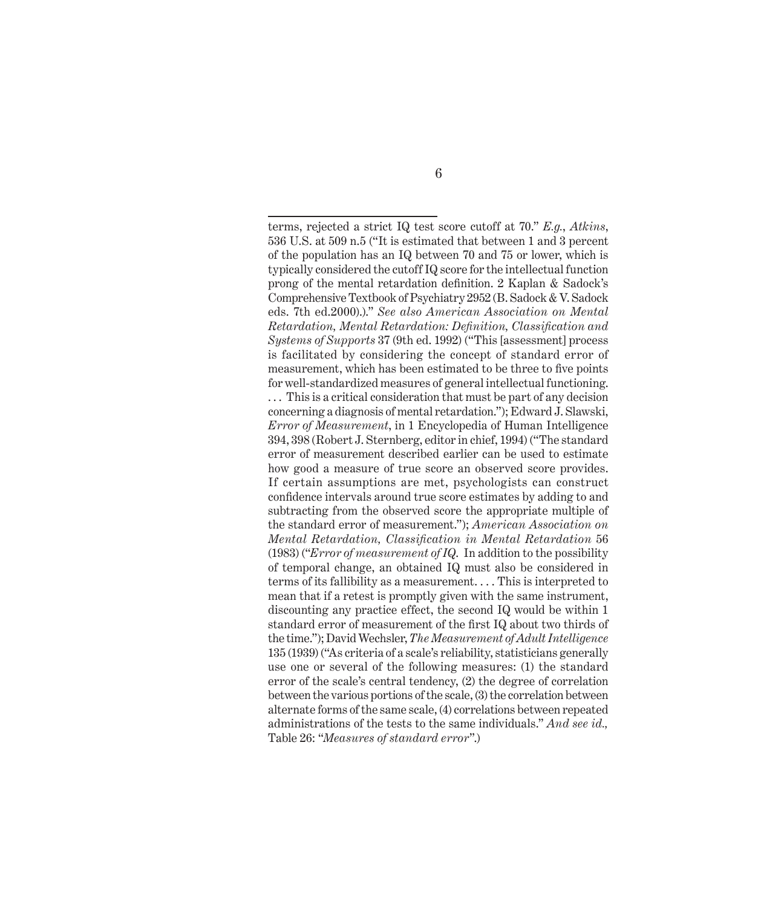terms, rejected a strict IQ test score cutoff at 70." *E.g.*, *Atkins*, 536 U.S. at 509 n.5 ("It is estimated that between 1 and 3 percent of the population has an IQ between 70 and 75 or lower, which is typically considered the cutoff IQ score for the intellectual function prong of the mental retardation definition. 2 Kaplan & Sadock's Comprehensive Textbook of Psychiatry 2952 (B. Sadock & V. Sadock eds. 7th ed.2000).)." *See also American Association on Mental Retardation, Mental Retardation: Definition, Classification and Systems of Supports* 37 (9th ed. 1992) ("This [assessment] process is facilitated by considering the concept of standard error of measurement, which has been estimated to be three to five points for well-standardized measures of general intellectual functioning. . . . This is a critical consideration that must be part of any decision concerning a diagnosis of mental retardation."); Edward J. Slawski, *Error of Measurement*, in 1 Encyclopedia of Human Intelligence 394, 398 (Robert J. Sternberg, editor in chief, 1994) ("The standard error of measurement described earlier can be used to estimate how good a measure of true score an observed score provides. If certain assumptions are met, psychologists can construct confidence intervals around true score estimates by adding to and subtracting from the observed score the appropriate multiple of the standard error of measurement."); *American Association on Mental Retardation, Classification in Mental Retardation* 56 (1983) ("*Error of measurement of IQ.* In addition to the possibility of temporal change, an obtained IQ must also be considered in terms of its fallibility as a measurement. . . . This is interpreted to mean that if a retest is promptly given with the same instrument, discounting any practice effect, the second IQ would be within 1 standard error of measurement of the first IQ about two thirds of the time."); David Wechsler, *The Measurement of Adult Intelligence* 135 (1939) ("As criteria of a scale's reliability, statisticians generally use one or several of the following measures: (1) the standard error of the scale's central tendency, (2) the degree of correlation between the various portions of the scale, (3) the correlation between alternate forms of the same scale, (4) correlations between repeated administrations of the tests to the same individuals." *And see id.*, Table 26: "*Measures of standard error*".)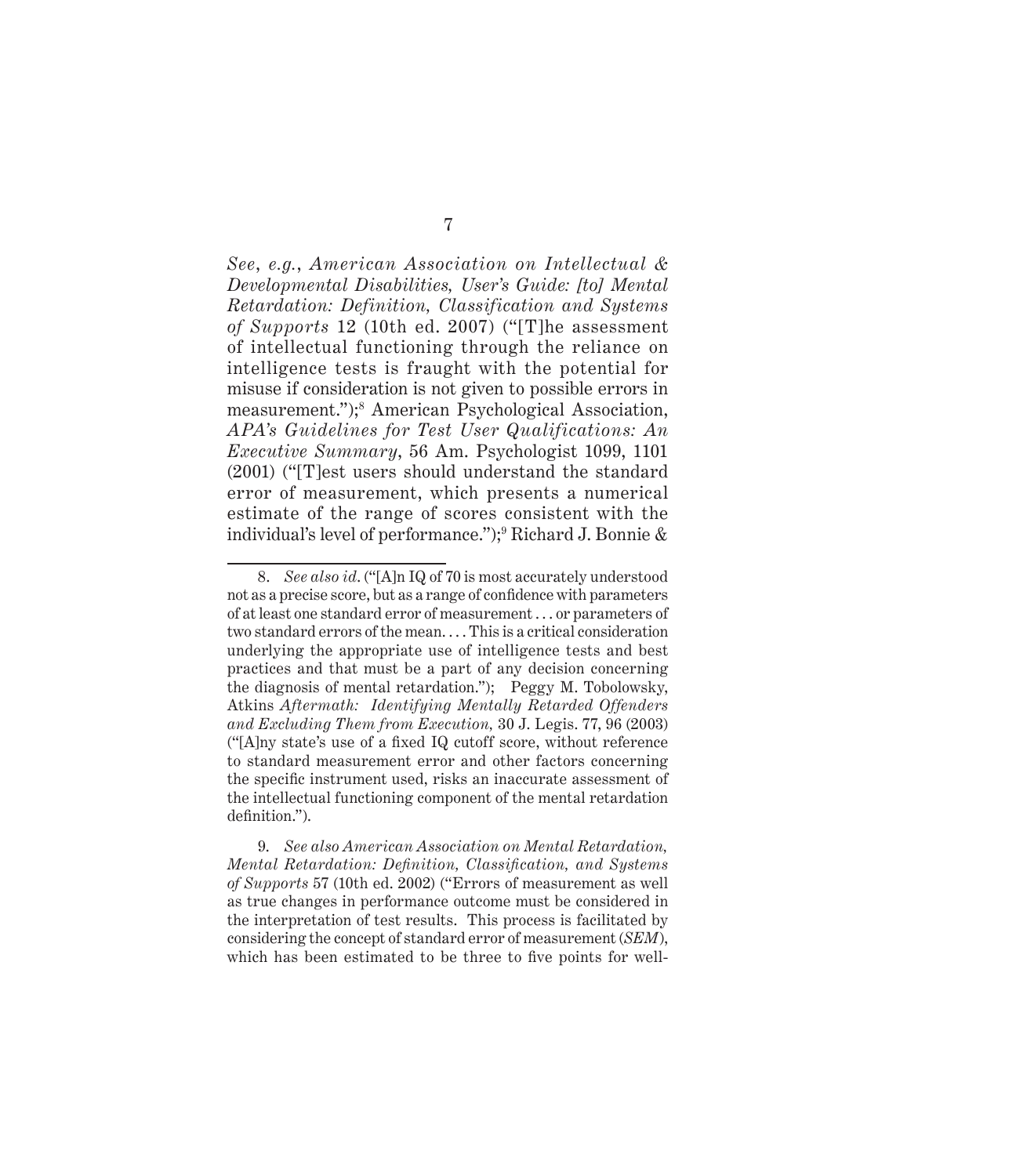*See*, *e.g.*, *American Association on Intellectual & Developmental Disabilities, User's Guide: [to] Mental Retardation: Definition, Classification and Systems of Supports* 12 (10th ed. 2007) ("[T]he assessment of intellectual functioning through the reliance on intelligence tests is fraught with the potential for misuse if consideration is not given to possible errors in measurement.");[8] American Psychological Association, *APA's Guidelines for Test User Qualifications: An Executive Summary*, 56 Am. Psychologist 1099, 1101 (2001) ("[T]est users should understand the standard error of measurement, which presents a numerical estimate of the range of scores consistent with the individual's level of performance.");[9] Richard J. Bonnie &

---

8. *See also id.* ("[A]n IQ of 70 is most accurately understood not as a precise score, but as a range of confidence with parameters of at least one standard error of measurement . . . or parameters of two standard errors of the mean. . . . This is a critical consideration underlying the appropriate use of intelligence tests and best practices and that must be a part of any decision concerning the diagnosis of mental retardation."); Peggy M. Tobolowsky, Atkins *Aftermath: Identifying Mentally Retarded Offenders and Excluding Them from Execution,* 30 J. Legis. 77, 96 (2003) ("[A]ny state's use of a fixed IQ cutoff score, without reference to standard measurement error and other factors concerning the specific instrument used, risks an inaccurate assessment of the intellectual functioning component of the mental retardation definition.").

9. *See also American Association on Mental Retardation, Mental Retardation: Definition, Classification, and Systems of Supports* 57 (10th ed. 2002) ("Errors of measurement as well as true changes in performance outcome must be considered in the interpretation of test results. This process is facilitated by considering the concept of standard error of measurement (*SEM*), which has been estimated to be three to five points for well-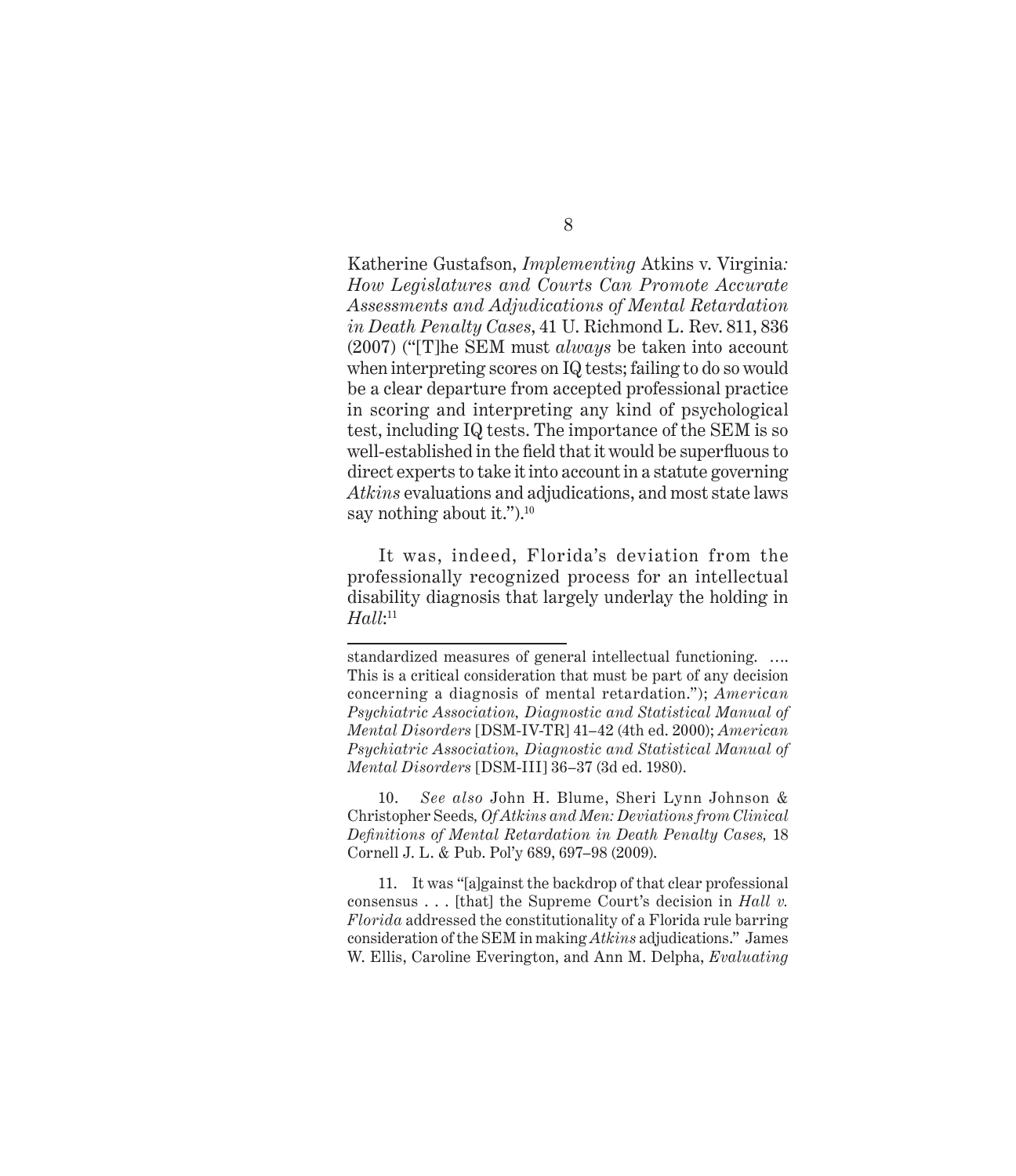Katherine Gustafson, *Implementing* Atkins v. Virginia*: How Legislatures and Courts Can Promote Accurate Assessments and Adjudications of Mental Retardation in Death Penalty Cases*, 41 U. Richmond L. Rev. 811, 836 (2007) ("[T]he SEM must *always* be taken into account when interpreting scores on IQ tests; failing to do so would be a clear departure from accepted professional practice in scoring and interpreting any kind of psychological test, including IQ tests. The importance of the SEM is so well-established in the field that it would be superfluous to direct experts to take it into account in a statute governing *Atkins* evaluations and adjudications, and most state laws say nothing about it.").[10]

It was, indeed, Florida's deviation from the professionally recognized process for an intellectual disability diagnosis that largely underlay the holding in *Hall*:[11]

---

standardized measures of general intellectual functioning. …. This is a critical consideration that must be part of any decision concerning a diagnosis of mental retardation."); *American Psychiatric Association, Diagnostic and Statistical Manual of Mental Disorders* [DSM-IV-TR] 41–42 (4th ed. 2000); *American Psychiatric Association, Diagnostic and Statistical Manual of Mental Disorders* [DSM-III] 36–37 (3d ed. 1980).

10. *See also* John H. Blume, Sheri Lynn Johnson & Christopher Seeds, *Of Atkins and Men: Deviations from Clinical Definitions of Mental Retardation in Death Penalty Cases,* 18 Cornell J. L. & Pub. Pol'y 689, 697–98 (2009).

11. It was "[a]gainst the backdrop of that clear professional consensus . . . [that] the Supreme Court's decision in *Hall v. Florida* addressed the constitutionality of a Florida rule barring consideration of the SEM in making *Atkins* adjudications." James W. Ellis, Caroline Everington, and Ann M. Delpha, *Evaluating*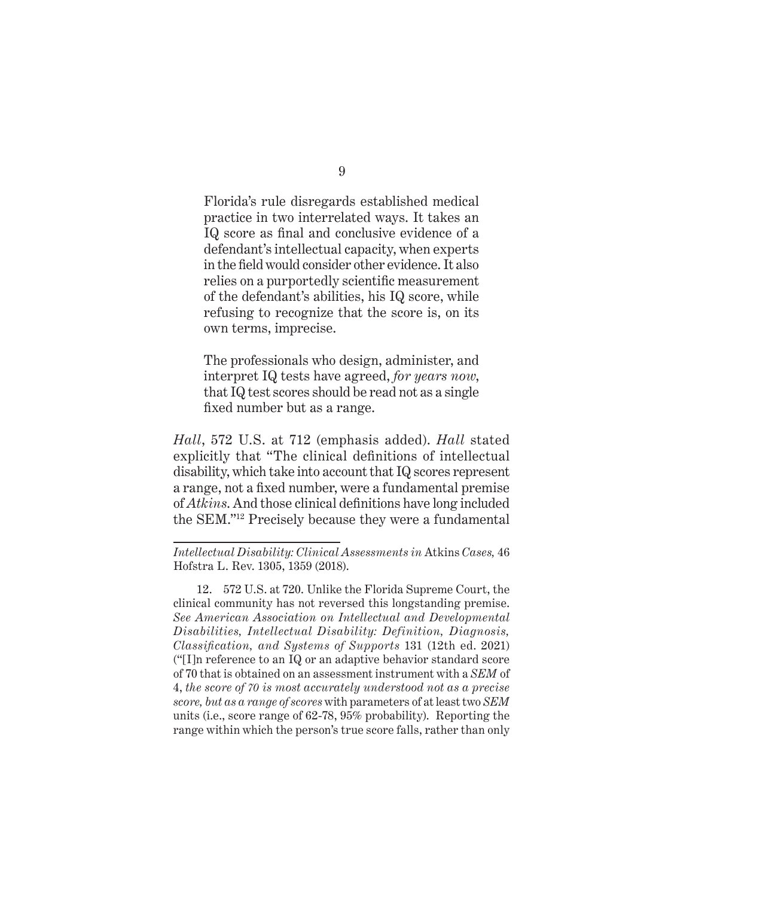> Florida's rule disregards established medical practice in two interrelated ways. It takes an IQ score as final and conclusive evidence of a defendant's intellectual capacity, when experts in the field would consider other evidence. It also relies on a purportedly scientific measurement of the defendant's abilities, his IQ score, while refusing to recognize that the score is, on its own terms, imprecise.
>
> The professionals who design, administer, and interpret IQ tests have agreed, *for years now*, that IQ test scores should be read not as a single fixed number but as a range.

*Hall*, 572 U.S. at 712 (emphasis added). *Hall* stated explicitly that "The clinical definitions of intellectual disability, which take into account that IQ scores represent a range, not a fixed number, were a fundamental premise of *Atkins*. And those clinical definitions have long included the SEM."[12] Precisely because they were a fundamental

---

*Intellectual Disability: Clinical Assessments in* Atkins *Cases,* 46 Hofstra L. Rev. 1305, 1359 (2018).

12. 572 U.S. at 720. Unlike the Florida Supreme Court, the clinical community has not reversed this longstanding premise. *See American Association on Intellectual and Developmental Disabilities, Intellectual Disability: Definition, Diagnosis, Classification, and Systems of Supports* 131 (12th ed. 2021) ("[I]n reference to an IQ or an adaptive behavior standard score of 70 that is obtained on an assessment instrument with a *SEM* of 4, *the score of 70 is most accurately understood not as a precise score, but as a range of scores* with parameters of at least two *SEM* units (i.e., score range of 62-78, 95% probability). Reporting the range within which the person's true score falls, rather than only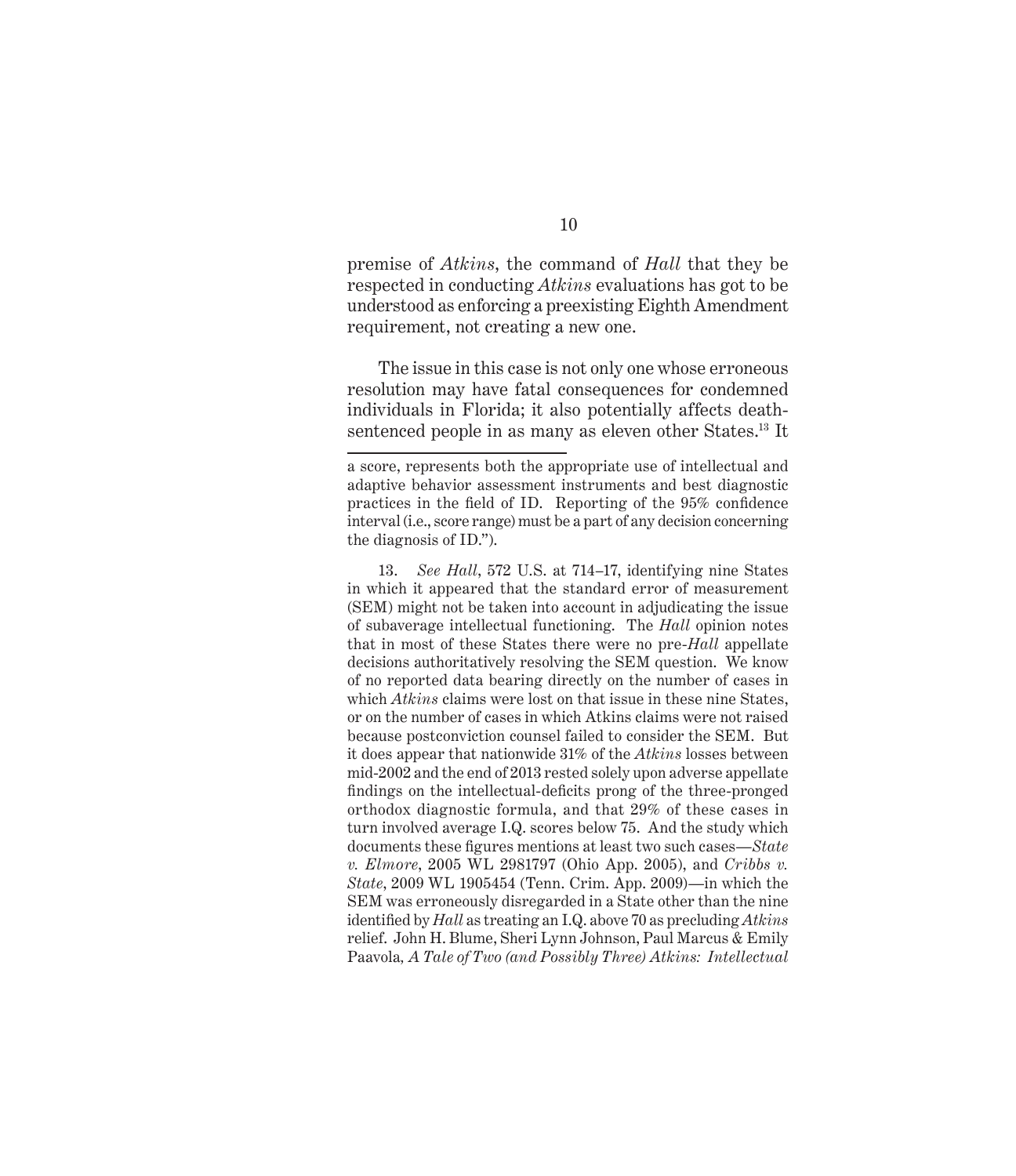premise of *Atkins*, the command of *Hall* that they be respected in conducting *Atkins* evaluations has got to be understood as enforcing a preexisting Eighth Amendment requirement, not creating a new one.

The issue in this case is not only one whose erroneous resolution may have fatal consequences for condemned individuals in Florida; it also potentially affects death-sentenced people in as many as eleven other States.[13] It

---

a score, represents both the appropriate use of intellectual and adaptive behavior assessment instruments and best diagnostic practices in the field of ID. Reporting of the 95% confidence interval (i.e., score range) must be a part of any decision concerning the diagnosis of ID.").

13. *See Hall*, 572 U.S. at 714–17, identifying nine States in which it appeared that the standard error of measurement (SEM) might not be taken into account in adjudicating the issue of subaverage intellectual functioning. The *Hall* opinion notes that in most of these States there were no pre-*Hall* appellate decisions authoritatively resolving the SEM question. We know of no reported data bearing directly on the number of cases in which *Atkins* claims were lost on that issue in these nine States, or on the number of cases in which Atkins claims were not raised because postconviction counsel failed to consider the SEM. But it does appear that nationwide 31% of the *Atkins* losses between mid-2002 and the end of 2013 rested solely upon adverse appellate findings on the intellectual-deficits prong of the three-pronged orthodox diagnostic formula, and that 29% of these cases in turn involved average I.Q. scores below 75. And the study which documents these figures mentions at least two such cases—*State v. Elmore*, 2005 WL 2981797 (Ohio App. 2005), and *Cribbs v. State*, 2009 WL 1905454 (Tenn. Crim. App. 2009)—in which the SEM was erroneously disregarded in a State other than the nine identified by *Hall* as treating an I.Q. above 70 as precluding *Atkins* relief. John H. Blume, Sheri Lynn Johnson, Paul Marcus & Emily Paavola, *A Tale of Two (and Possibly Three) Atkins: Intellectual*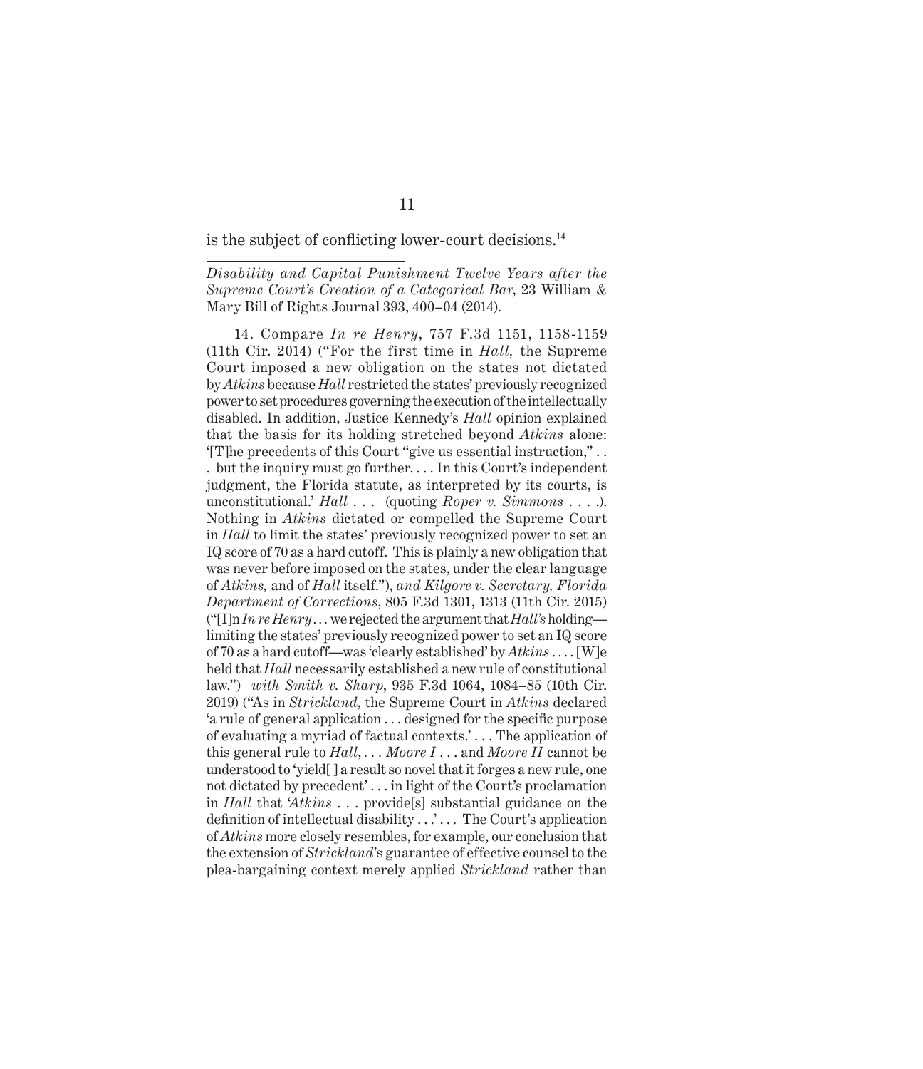is the subject of conflicting lower-court decisions.[14]

---

*Disability and Capital Punishment Twelve Years after the Supreme Court's Creation of a Categorical Bar*, 23 William & Mary Bill of Rights Journal 393, 400–04 (2014).

14. Compare *In re Henry*, 757 F.3d 1151, 1158-1159 (11th Cir. 2014) ("For the first time in *Hall*, the Supreme Court imposed a new obligation on the states not dictated by *Atkins* because *Hall* restricted the states' previously recognized power to set procedures governing the execution of the intellectually disabled. In addition, Justice Kennedy's *Hall* opinion explained that the basis for its holding stretched beyond *Atkins* alone: '[T]he precedents of this Court "give us essential instruction," . . . but the inquiry must go further. . . . In this Court's independent judgment, the Florida statute, as interpreted by its courts, is unconstitutional.' *Hall* . . . (quoting *Roper v. Simmons* . . . .). Nothing in *Atkins* dictated or compelled the Supreme Court in *Hall* to limit the states' previously recognized power to set an IQ score of 70 as a hard cutoff. This is plainly a new obligation that was never before imposed on the states, under the clear language of *Atkins,* and of *Hall* itself."), *and Kilgore v. Secretary, Florida Department of Corrections*, 805 F.3d 1301, 1313 (11th Cir. 2015) ("[I]n *In re Henry* . . . we rejected the argument that *Hall's* holding—limiting the states' previously recognized power to set an IQ score of 70 as a hard cutoff—was 'clearly established' by *Atkins* . . . . [W]e held that *Hall* necessarily established a new rule of constitutional law.") *with Smith v. Sharp*, 935 F.3d 1064, 1084–85 (10th Cir. 2019) ("As in *Strickland*, the Supreme Court in *Atkins* declared 'a rule of general application . . . designed for the specific purpose of evaluating a myriad of factual contexts.' . . . The application of this general rule to *Hall*, . . . *Moore I* . . . and *Moore II* cannot be understood to 'yield[ ] a result so novel that it forges a new rule, one not dictated by precedent' . . . in light of the Court's proclamation in *Hall* that '*Atkins* . . . provide[s] substantial guidance on the definition of intellectual disability . . .' . . . The Court's application of *Atkins* more closely resembles, for example, our conclusion that the extension of *Strickland*'s guarantee of effective counsel to the plea-bargaining context merely applied *Strickland* rather than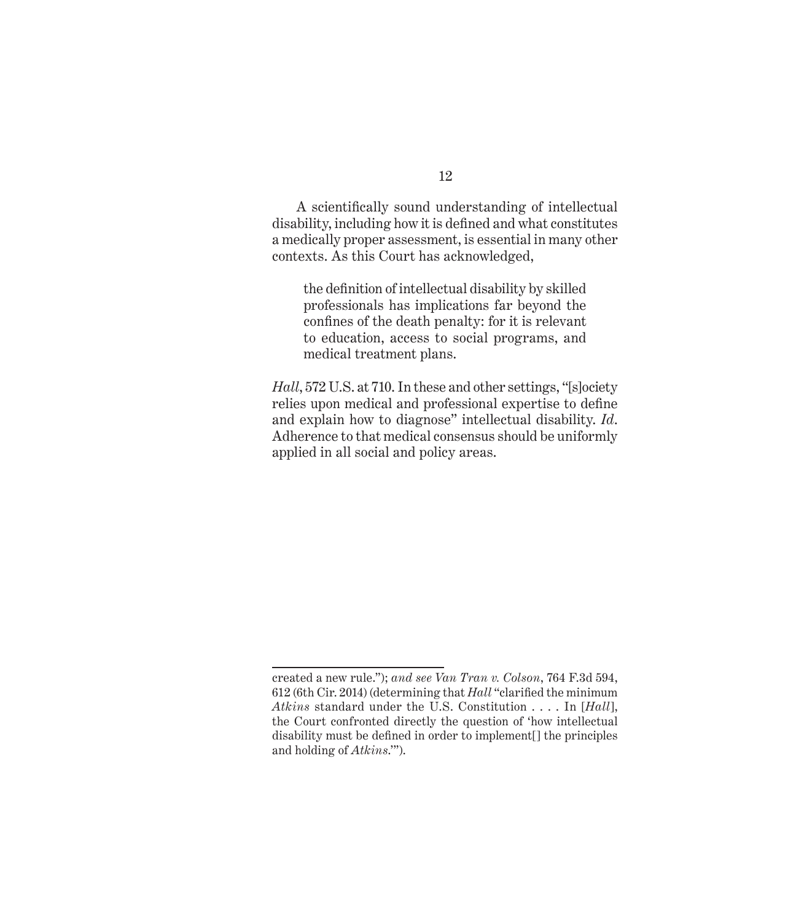A scientifically sound understanding of intellectual disability, including how it is defined and what constitutes a medically proper assessment, is essential in many other contexts. As this Court has acknowledged,

> the definition of intellectual disability by skilled professionals has implications far beyond the confines of the death penalty: for it is relevant to education, access to social programs, and medical treatment plans.

*Hall*, 572 U.S. at 710. In these and other settings, "[s]ociety relies upon medical and professional expertise to define and explain how to diagnose" intellectual disability. *Id*. Adherence to that medical consensus should be uniformly applied in all social and policy areas.

---

created a new rule."); *and see Van Tran v. Colson*, 764 F.3d 594, 612 (6th Cir. 2014) (determining that *Hall* "clarified the minimum *Atkins* standard under the U.S. Constitution . . . . In [*Hall*], the Court confronted directly the question of 'how intellectual disability must be defined in order to implement[] the principles and holding of *Atkins*.'").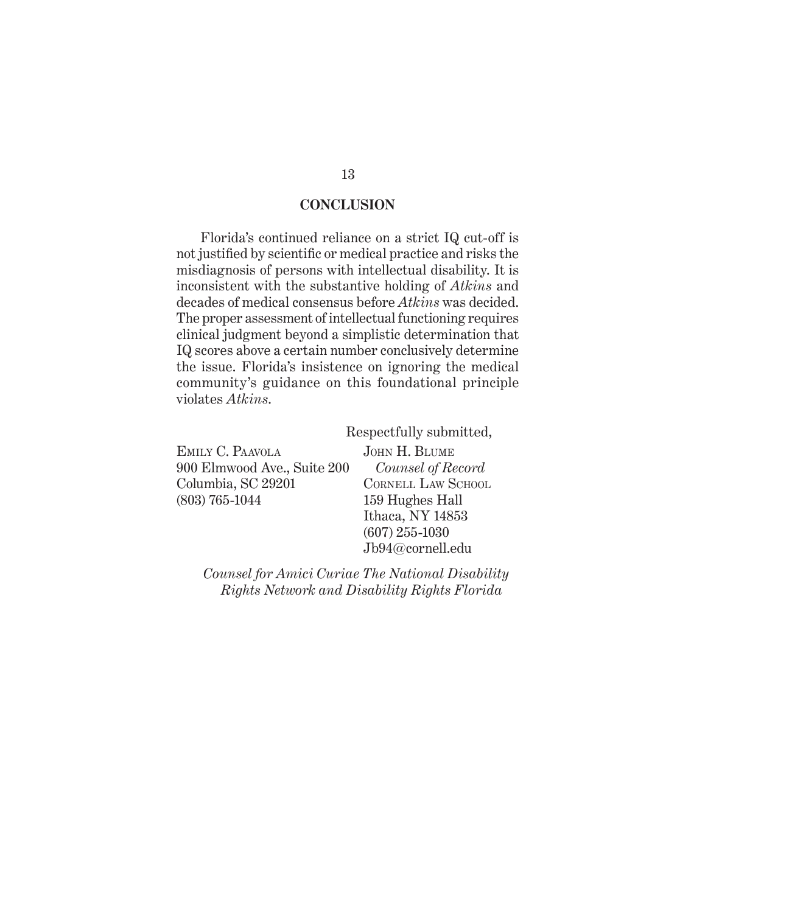## CONCLUSION

Florida's continued reliance on a strict IQ cut-off is not justified by scientific or medical practice and risks the misdiagnosis of persons with intellectual disability. It is inconsistent with the substantive holding of *Atkins* and decades of medical consensus before *Atkins* was decided. The proper assessment of intellectual functioning requires clinical judgment beyond a simplistic determination that IQ scores above a certain number conclusively determine the issue. Florida's insistence on ignoring the medical community's guidance on this foundational principle violates *Atkins.*

Respectfully submitted,

EMILY C. PAAVOLA
900 Elmwood Ave., Suite 200
Columbia, SC 29201
(803) 765-1044

JOHN H. BLUME
*Counsel of Record*
CORNELL LAW SCHOOL
159 Hughes Hall
Ithaca, NY 14853
(607) 255-1030
Jb94@cornell.edu

*Counsel for Amici Curiae The National Disability Rights Network and Disability Rights Florida*